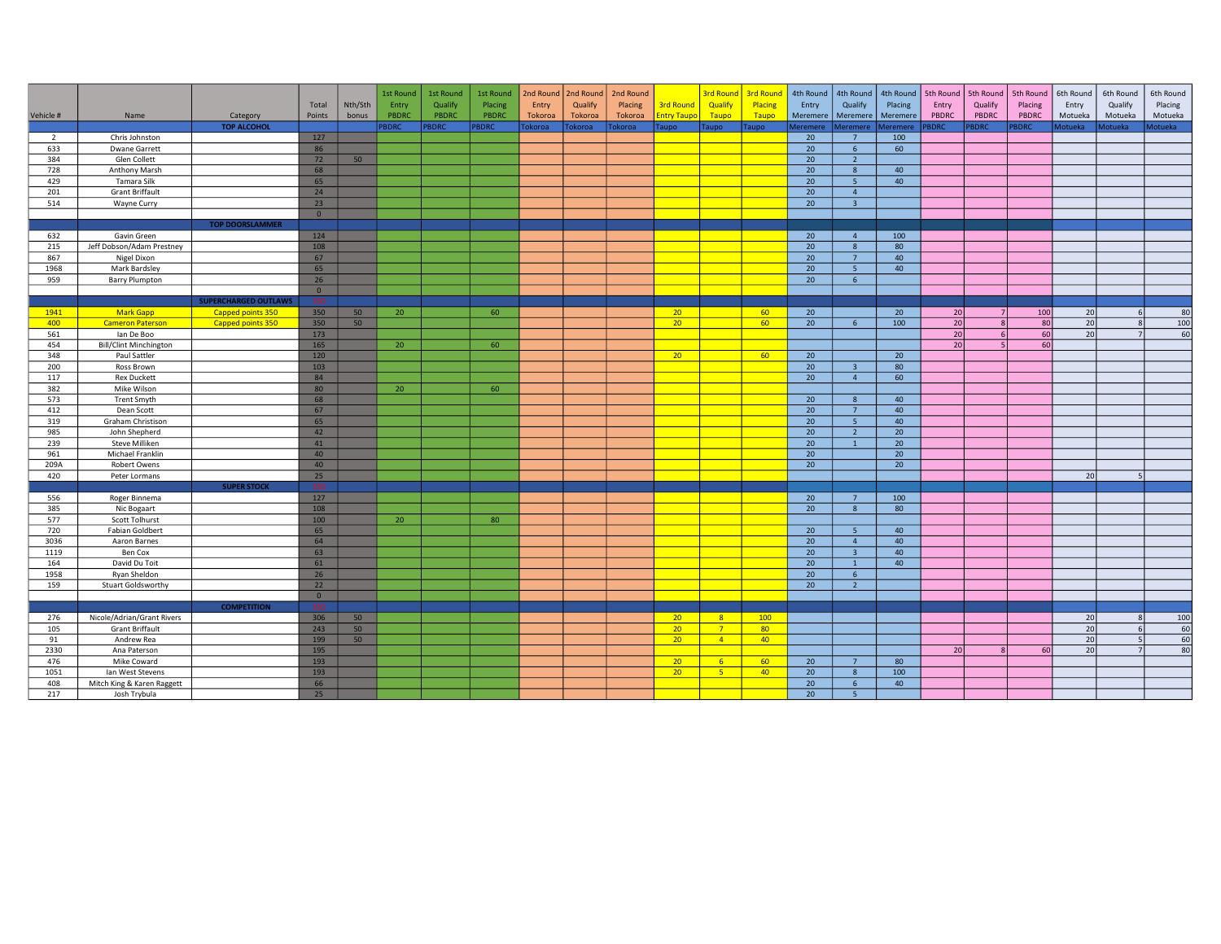| Vehicle # | Name | Category | Total Points | Nth/5th bonus | 1st Round Entry PBDRC | 1st Round Qualify PBDRC | 1st Round Placing PBDRC | 2nd Round Entry Tokoroa | 2nd Round Qualify Tokoroa | 2nd Round Placing Tokoroa | 3rd Round Entry Taupo | 3rd Round Qualify Taupo | 3rd Round Placing Taupo | 4th Round Entry Meremere | 4th Round Qualify Meremere | 4th Round Placing Meremere | 5th Round Entry PBDRC | 5th Round Qualify PBDRC | 5th Round Placing PBDRC | 6th Round Entry Motueka | 6th Round Qualify Motueka | 6th Round Placing Motueka |
|---|---|---|---|---|---|---|---|---|---|---|---|---|---|---|---|---|---|---|---|---|---|---|
| | | **TOP ALCOHOL** | | | PBDRC | PBDRC | PBDRC | Tokoroa | Tokoroa | Tokoroa | Taupo | Taupo | Taupo | Meremere | Meremere | Meremere | PBDRC | PBDRC | PBDRC | Motueka | Motueka | Motueka |
| 2 | Chris Johnston | | 127 | | | | | | | | | | | 20 | 7 | 100 | | | | | | |
| 633 | Dwane Garrett | | 86 | | | | | | | | | | | 20 | 6 | 60 | | | | | | |
| 384 | Glen Collett | | 72 | 50 | | | | | | | | | | 20 | 2 | | | | | | | |
| 728 | Anthony Marsh | | 68 | | | | | | | | | | | 20 | 8 | 40 | | | | | | |
| 429 | Tamara Silk | | 65 | | | | | | | | | | | 20 | 5 | 40 | | | | | | |
| 201 | Grant Briffault | | 24 | | | | | | | | | | | 20 | 4 | | | | | | | |
| 514 | Wayne Curry | | 23 | | | | | | | | | | | 20 | 3 | | | | | | | |
| | | | 0 | | | | | | | | | | | | | | | | | | | |
| | | **TOP DOORSLAMMER** | | | | | | | | | | | | | | | | | | | | |
| 632 | Gavin Green | | 124 | | | | | | | | | | | 20 | 4 | 100 | | | | | | |
| 215 | Jeff Dobson/Adam Prestney | | 108 | | | | | | | | | | | 20 | 8 | 80 | | | | | | |
| 867 | Nigel Dixon | | 67 | | | | | | | | | | | 20 | 7 | 40 | | | | | | |
| 1968 | Mark Bardsley | | 65 | | | | | | | | | | | 20 | 5 | 40 | | | | | | |
| 959 | Barry Plumpton | | 26 | | | | | | | | | | | 20 | 6 | | | | | | | |
| | | | 0 | | | | | | | | | | | | | | | | | | | |
| | | **SUPERCHARGED OUTLAWS** | | | | | | | | | | | | | | | | | | | | |
| 1941 | Mark Gapp | Capped points 350 | 350 | 50 | 20 | | 60 | | | | 20 | | 60 | 20 | | 20 | 20 | 7 | 100 | 20 | 6 | 80 |
| 400 | Cameron Paterson | Capped points 350 | 350 | 50 | | | | | | | 20 | | 60 | 20 | 6 | 100 | 20 | 8 | 80 | 20 | 8 | 100 |
| 561 | Ian De Boo | | 173 | | | | | | | | | | | | | | 20 | 6 | 60 | 20 | 7 | 60 |
| 454 | Bill/Clint Minchington | | 165 | | 20 | | 60 | | | | | | | | | | 20 | 5 | 60 | | | |
| 348 | Paul Sattler | | 120 | | | | | | | | 20 | | 60 | 20 | | 20 | | | | | | |
| 200 | Ross Brown | | 103 | | | | | | | | | | | 20 | 3 | 80 | | | | | | |
| 117 | Rex Duckett | | 84 | | | | | | | | | | | 20 | 4 | 60 | | | | | | |
| 382 | Mike Wilson | | 80 | | 20 | | 60 | | | | | | | | | | | | | | | |
| 573 | Trent Smyth | | 68 | | | | | | | | | | | 20 | 8 | 40 | | | | | | |
| 412 | Dean Scott | | 67 | | | | | | | | | | | 20 | 7 | 40 | | | | | | |
| 319 | Graham Christison | | 65 | | | | | | | | | | | 20 | 5 | 40 | | | | | | |
| 985 | John Shepherd | | 42 | | | | | | | | | | | 20 | 2 | 20 | | | | | | |
| 239 | Steve Milliken | | 41 | | | | | | | | | | | 20 | 1 | 20 | | | | | | |
| 961 | Michael Franklin | | 40 | | | | | | | | | | | 20 | | 20 | | | | | | |
| 209A | Robert Owens | | 40 | | | | | | | | | | | 20 | | 20 | | | | | | |
| 420 | Peter Lormans | | 25 | | | | | | | | | | | | | | | | | 20 | 5 | |
| | | **SUPER STOCK** | | | | | | | | | | | | | | | | | | | | |
| 556 | Roger Binnema | | 127 | | | | | | | | | | | 20 | 7 | 100 | | | | | | |
| 385 | Nic Bogaart | | 108 | | | | | | | | | | | 20 | 8 | 80 | | | | | | |
| 577 | Scott Tolhurst | | 100 | | 20 | | 80 | | | | | | | | | | | | | | | |
| 720 | Fabian Goldbert | | 65 | | | | | | | | | | | 20 | 5 | 40 | | | | | | |
| 3036 | Aaron Barnes | | 64 | | | | | | | | | | | 20 | 4 | 40 | | | | | | |
| 1119 | Ben Cox | | 63 | | | | | | | | | | | 20 | 3 | 40 | | | | | | |
| 164 | David Du Toit | | 61 | | | | | | | | | | | 20 | 1 | 40 | | | | | | |
| 1958 | Ryan Sheldon | | 26 | | | | | | | | | | | 20 | 6 | | | | | | | |
| 159 | Stuart Goldsworthy | | 22 | | | | | | | | | | | 20 | 2 | | | | | | | |
| | | | 0 | | | | | | | | | | | | | | | | | | | |
| | | **COMPETITION** | | | | | | | | | | | | | | | | | | | | |
| 276 | Nicole/Adrian/Grant Rivers | | 306 | 50 | | | | | | | 20 | 8 | 100 | | | | | | | 20 | 8 | 100 |
| 105 | Grant Briffault | | 243 | 50 | | | | | | | 20 | 7 | 80 | | | | | | | 20 | 6 | 60 |
| 91 | Andrew Rea | | 199 | 50 | | | | | | | 20 | 4 | 40 | | | | | | | 20 | 5 | 60 |
| 2330 | Ana Paterson | | 195 | | | | | | | | | | | | | | 20 | 8 | 60 | 20 | 7 | 80 |
| 476 | Mike Coward | | 193 | | | | | | | | 20 | 6 | 60 | 20 | 7 | 80 | | | | | | |
| 1051 | Ian West Stevens | | 193 | | | | | | | | 20 | 5 | 40 | 20 | 8 | 100 | | | | | | |
| 408 | Mitch King & Karen Raggett | | 66 | | | | | | | | | | | 20 | 6 | 40 | | | | | | |
| 217 | Josh Trybula | | 25 | | | | | | | | | | | 20 | 5 | | | | | | | |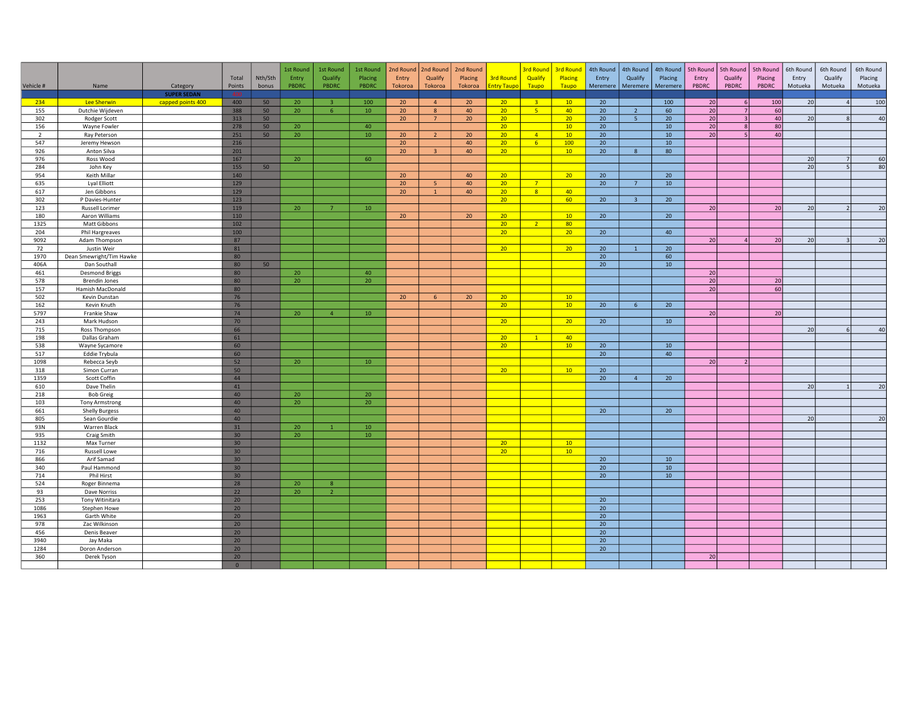| Vehicle # | Name | Category | Total Points | Nth/5th bonus | 1st Round Entry PBDRC | 1st Round Qualify PBDRC | 1st Round Placing PBDRC | 2nd Round Entry Tokoroa | 2nd Round Qualify Tokoroa | 2nd Round Placing Tokoroa | 3rd Round Entry Taupo | 3rd Round Qualify Taupo | 3rd Round Placing Taupo | 4th Round Entry Meremere | 4th Round Qualify Meremere | 4th Round Placing Meremere | 5th Round Entry PBDRC | 5th Round Qualify PBDRC | 5th Round Placing PBDRC | 6th Round Entry Motueka | 6th Round Qualify Motueka | 6th Round Placing Motueka |
|---|---|---|---|---|---|---|---|---|---|---|---|---|---|---|---|---|---|---|---|---|---|---|
| | | SUPER SEDAN | | | | | | | | | | | | | | | | | | | | |
| 234 | Lee Sherwin | capped points 400 | 400 | 50 | 20 | 3 | 100 | 20 | 4 | 20 | 20 | 3 | 10 | 20 | | 100 | 20 | 6 | 100 | 20 | 4 | 100 |
| 155 | Dutchie Wijdeven | | 388 | 50 | 20 | 6 | 10 | 20 | 8 | 40 | 20 | 5 | 40 | 20 | 2 | 60 | 20 | 7 | 60 | | | |
| 302 | Rodger Scott | | 313 | 50 | | | | 20 | 7 | 20 | 20 | | 20 | 20 | 5 | 20 | 20 | 3 | 40 | 20 | 8 | 40 |
| 156 | Wayne Fowler | | 278 | 50 | 20 | | 40 | | | | 20 | | 10 | 20 | | 10 | 20 | 8 | 80 | | | |
| 2 | Ray Peterson | | 251 | 50 | 20 | | 10 | 20 | 2 | 20 | 20 | 4 | 10 | 20 | | 10 | 20 | 5 | 40 | | | |
| 547 | Jeremy Hewson | | 216 | | | | | 20 | | 40 | 20 | 6 | 100 | 20 | | 10 | | | | | | |
| 926 | Anton Silva | | 201 | | | | | 20 | 3 | 40 | 20 | | 10 | 20 | 8 | 80 | | | | | | |
| 976 | Ross Wood | | 167 | | 20 | | 60 | | | | | | | | | | | | | 20 | 7 | 60 |
| 284 | John Key | | 155 | 50 | | | | | | | | | | | | | | | | 20 | 5 | 80 |
| 954 | Keith Millar | | 140 | | | | | 20 | | 40 | 20 | | 20 | 20 | | 20 | | | | | | |
| 635 | Lyal Elliott | | 129 | | | | | 20 | 5 | 40 | 20 | 7 | | 20 | 7 | 10 | | | | | | |
| 617 | Jen Gibbons | | 129 | | | | | 20 | 1 | 40 | 20 | 8 | 40 | | | | | | | | | |
| 302 | P Davies-Hunter | | 123 | | | | | | | | 20 | | 60 | 20 | 3 | 20 | | | | | | |
| 123 | Russell Lorimer | | 119 | | 20 | 7 | 10 | | | | | | | | | | 20 | | 20 | 20 | 2 | 20 |
| 180 | Aaron Williams | | 110 | | | | | 20 | | 20 | 20 | | 10 | 20 | | 20 | | | | | | |
| 1325 | Matt Gibbons | | 102 | | | | | | | | 20 | 2 | 80 | | | | | | | | | |
| 204 | Phil Hargreaves | | 100 | | | | | | | | 20 | | 20 | 20 | | 40 | | | | | | |
| 9092 | Adam Thompson | | 87 | | | | | | | | | | | | | | 20 | 4 | 20 | 20 | 3 | 20 |
| 72 | Justin Weir | | 81 | | | | | | | | 20 | | 20 | 20 | 1 | 20 | | | | | | |
| 1970 | Dean Smewright/Tim Hawke | | 80 | | | | | | | | | | | 20 | | 60 | | | | | | |
| 406A | Dan Southall | | 80 | 50 | | | | | | | | | | 20 | | 10 | | | | | | |
| 461 | Desmond Briggs | | 80 | | 20 | | 40 | | | | | | | | | | 20 | | | | | |
| 578 | Brendin Jones | | 80 | | 20 | | 20 | | | | | | | | | | 20 | | 20 | | | |
| 157 | Hamish MacDonald | | 80 | | | | | | | | | | | | | | 20 | | 60 | | | |
| 502 | Kevin Dunstan | | 76 | | | | | 20 | 6 | 20 | 20 | | 10 | | | | | | | | | |
| 162 | Kevin Knuth | | 76 | | | | | | | | 20 | | 10 | 20 | 6 | 20 | | | | | | |
| 5797 | Frankie Shaw | | 74 | | 20 | 4 | 10 | | | | | | | | | | 20 | | 20 | | | |
| 243 | Mark Hudson | | 70 | | | | | | | | 20 | | 20 | 20 | | 10 | | | | | | |
| 715 | Ross Thompson | | 66 | | | | | | | | | | | | | | | | | 20 | 6 | 40 |
| 198 | Dallas Graham | | 61 | | | | | | | | 20 | 1 | 40 | | | | | | | | | |
| 538 | Wayne Sycamore | | 60 | | | | | | | | 20 | | 10 | 20 | | 10 | | | | | | |
| 517 | Eddie Trybula | | 60 | | | | | | | | | | | 20 | | 40 | | | | | | |
| 1098 | Rebecca Seyb | | 52 | | 20 | | 10 | | | | | | | | | | 20 | 2 | | | | |
| 318 | Simon Curran | | 50 | | | | | | | | 20 | | 10 | 20 | | | | | | | | |
| 1359 | Scott Coffin | | 44 | | | | | | | | | | | 20 | 4 | 20 | | | | | | |
| 610 | Dave Thelin | | 41 | | | | | | | | | | | | | | | | | 20 | 1 | 20 |
| 218 | Bob Greig | | 40 | | 20 | | 20 | | | | | | | | | | | | | | | |
| 103 | Tony Armstrong | | 40 | | 20 | | 20 | | | | | | | | | | | | | | | |
| 661 | Shelly Burgess | | 40 | | | | | | | | | | | 20 | | 20 | | | | | | |
| 805 | Sean Gourdie | | 40 | | | | | | | | | | | | | | | | | 20 | | 20 |
| 93N | Warren Black | | 31 | | 20 | 1 | 10 | | | | | | | | | | | | | | | |
| 935 | Craig Smith | | 30 | | 20 | | 10 | | | | | | | | | | | | | | | |
| 1132 | Max Turner | | 30 | | | | | | | | 20 | | 10 | | | | | | | | | |
| 716 | Russell Lowe | | 30 | | | | | | | | 20 | | 10 | | | | | | | | | |
| 866 | Arif Samad | | 30 | | | | | | | | | | | 20 | | 10 | | | | | | |
| 340 | Paul Hammond | | 30 | | | | | | | | | | | 20 | | 10 | | | | | | |
| 714 | Phil Hirst | | 30 | | | | | | | | | | | 20 | | 10 | | | | | | |
| 524 | Roger Binnema | | 28 | | 20 | 8 | | | | | | | | | | | | | | | | |
| 93 | Dave Norriss | | 22 | | 20 | 2 | | | | | | | | | | | | | | | | |
| 253 | Tony Witinitara | | 20 | | | | | | | | | | | 20 | | | | | | | | |
| 1086 | Stephen Howe | | 20 | | | | | | | | | | | 20 | | | | | | | | |
| 1963 | Garth White | | 20 | | | | | | | | | | | 20 | | | | | | | | |
| 978 | Zac Wilkinson | | 20 | | | | | | | | | | | 20 | | | | | | | | |
| 456 | Denis Beaver | | 20 | | | | | | | | | | | 20 | | | | | | | | |
| 3940 | Jay Maka | | 20 | | | | | | | | | | | 20 | | | | | | | | |
| 1284 | Doron Anderson | | 20 | | | | | | | | | | | 20 | | | | | | | | |
| 360 | Derek Tyson | | 20 | | | | | | | | | | | | | | 20 | | | | | |
| | | | 0 | | | | | | | | | | | | | | | | | | | |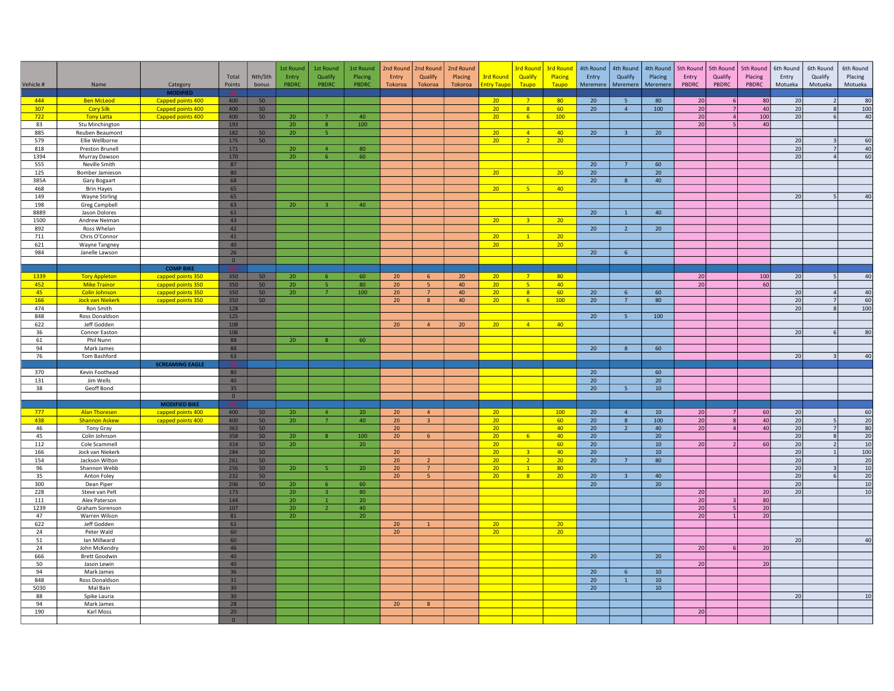| Vehicle # | Name | Category | Total Points | Nth/5th bonus | 1st Round Entry PBDRC | 1st Round Qualify PBDRC | 1st Round Placing PBDRC | 2nd Round Entry Tokoroa | 2nd Round Qualify Tokoroa | 2nd Round Placing Tokoroa | 3rd Round Entry Taupo | 3rd Round Qualify Taupo | 3rd Round Placing Taupo | 4th Round Entry Meremere | 4th Round Qualify Meremere | 4th Round Placing Meremere | 5th Round Entry PBDRC | 5th Round Qualify PBDRC | 5th Round Placing PBDRC | 6th Round Entry Motueka | 6th Round Qualify Motueka | 6th Round Placing Motueka |
|---|---|---|---|---|---|---|---|---|---|---|---|---|---|---|---|---|---|---|---|---|---|---|
| | | MODIFIED | | | | | | | | | | | | | | | | | | | | |
| 444 | Ben McLeod | Capped points 400 | 400 | 50 | | | | | | | 20 | 7 | 80 | 20 | 5 | 80 | 20 | 6 | 80 | 20 | 2 | 80 |
| 307 | Cory Silk | Capped points 400 | 400 | 50 | | | | | | | 20 | 8 | 60 | 20 | 4 | 100 | 20 | 7 | 40 | 20 | 8 | 100 |
| 722 | Tony Latta | Capped points 400 | 400 | 50 | 20 | 7 | 40 | | | | 20 | 6 | 100 | | | | 20 | 4 | 100 | 20 | 6 | 40 |
| 83 | Stu Minchington | | 193 | | 20 | 8 | 100 | | | | | | | | | | 20 | 5 | 40 | | | |
| 885 | Reuben Beaumont | | 182 | 50 | 20 | 5 | | | | | 20 | 4 | 40 | 20 | 3 | 20 | | | | | | |
| 579 | Ellie Wellborne | | 175 | 50 | | | | | | | 20 | 2 | 20 | | | | | | | 20 | 3 | 60 |
| 818 | Preston Brunell | | 171 | | 20 | 4 | 80 | | | | | | | | | | | | | 20 | 7 | 40 |
| 1394 | Murray Dawson | | 170 | | 20 | 6 | 60 | | | | | | | | | | | | | 20 | 4 | 60 |
| 555 | Neville Smith | | 87 | | | | | | | | | | | 20 | 7 | 60 | | | | | | |
| 125 | Bomber Jamieson | | 80 | | | | | | | | 20 | | 20 | 20 | | 20 | | | | | | |
| 385A | Gary Bogaart | | 68 | | | | | | | | | | | 20 | 8 | 40 | | | | | | |
| 468 | Brin Hayes | | 65 | | | | | | | | 20 | 5 | 40 | | | | | | | | | |
| 149 | Wayne Stirling | | 65 | | | | | | | | | | | | | | | | | 20 | 5 | 40 |
| 198 | Greg Campbell | | 63 | | 20 | 3 | 40 | | | | | | | | | | | | | | | |
| 8889 | Jason Dolores | | 61 | | | | | | | | | | | 20 | 1 | 40 | | | | | | |
| 1500 | Andrew Neiman | | 43 | | | | | | | | 20 | 3 | 20 | | | | | | | | | |
| 892 | Ross Whelan | | 42 | | | | | | | | | | | 20 | 2 | 20 | | | | | | |
| 711 | Chris O'Connor | | 41 | | | | | | | | 20 | 1 | 20 | | | | | | | | | |
| 621 | Wayne Tangney | | 40 | | | | | | | | 20 | | 20 | | | | | | | | | |
| 984 | Janelle Lawson | | 26 | | | | | | | | | | | 20 | 6 | | | | | | | |
| | | | 0 | | | | | | | | | | | | | | | | | | | |
| | | COMP BIKE | | | | | | | | | | | | | | | | | | | | |
| 1339 | Tory Appleton | capped points 350 | 350 | 50 | 20 | 6 | 60 | 20 | 6 | 20 | 20 | 7 | 80 | | | | 20 | | 100 | 20 | 5 | 40 |
| 452 | Mike Trainor | capped points 350 | 350 | 50 | 20 | 5 | 80 | 20 | 5 | 40 | 20 | 5 | 40 | | | | 20 | | 60 | | | |
| 45 | Colin Johnson | capped points 350 | 350 | 50 | 20 | 7 | 100 | 20 | 7 | 40 | 20 | 8 | 60 | 20 | 6 | 60 | | | | 20 | 4 | 40 |
| 166 | Jock van Niekerk | capped points 350 | 350 | 50 | | | | 20 | 8 | 40 | 20 | 6 | 100 | 20 | 7 | 80 | | | | 20 | 7 | 60 |
| 474 | Ron Smith | | 128 | | | | | | | | | | | | | | | | | 20 | 8 | 100 |
| 848 | Ross Donaldson | | 125 | | | | | | | | | | | 20 | 5 | 100 | | | | | | |
| 622 | Jeff Godden | | 108 | | | | | 20 | 4 | 20 | 20 | 4 | 40 | | | | | | | | | |
| 36 | Connor Easton | | 106 | | | | | | | | | | | | | | | | | 20 | 6 | 80 |
| 61 | Phil Nunn | | 88 | | 20 | 8 | 60 | | | | | | | | | | | | | | | |
| 94 | Mark James | | 88 | | | | | | | | | | | 20 | 8 | 60 | | | | | | |
| 76 | Tom Bashford | | 63 | | | | | | | | | | | | | | | | | 20 | 3 | 40 |
| | | SCREAMING EAGLE | | | | | | | | | | | | | | | | | | | | |
| 370 | Kevin Foothead | | 80 | | | | | | | | | | | 20 | | 60 | | | | | | |
| 131 | Jim Wells | | 40 | | | | | | | | | | | 20 | | 20 | | | | | | |
| 38 | Geoff Bond | | 35 | | | | | | | | | | | 20 | 5 | 10 | | | | | | |
| | | | 0 | | | | | | | | | | | | | | | | | | | |
| | | MODIFIED BIKE | | | | | | | | | | | | | | | | | | | | |
| 777 | Alan Thoresen | capped points 400 | 400 | 50 | 20 | 4 | 20 | 20 | 4 | | 20 | | 100 | 20 | 4 | 10 | 20 | 7 | 60 | 20 | | 60 |
| 438 | Shannon Askew | capped points 400 | 400 | 50 | 20 | 7 | 40 | 20 | 3 | | 20 | | 60 | 20 | 8 | 100 | 20 | 8 | 40 | 20 | 5 | 20 |
| 46 | Tony Gray | | 363 | 50 | | | | 20 | | | 20 | | 40 | 20 | 2 | 40 | 20 | 4 | 40 | 20 | 7 | 80 |
| 45 | Colin Johnson | | 358 | 50 | 20 | 8 | 100 | 20 | 6 | | 20 | 6 | 40 | 20 | | 20 | | | | 20 | 8 | 20 |
| 112 | Cole Scammell | | 314 | 50 | 20 | | 20 | | | | 20 | | 60 | 20 | | 10 | 20 | 2 | 60 | 20 | 2 | 10 |
| 166 | Jock van Niekerk | | 284 | 50 | | | | 20 | | | 20 | 3 | 40 | 20 | | 10 | | | | 20 | 1 | 100 |
| 154 | Jackson Wilton | | 261 | 50 | | | | 20 | 2 | | 20 | 2 | 20 | 20 | 7 | 80 | | | | 20 | | 20 |
| 96 | Shannon Webb | | 256 | 50 | 20 | 5 | 20 | 20 | 7 | | 20 | 1 | 80 | | | | | | | 20 | 3 | 10 |
| 35 | Anton Foley | | 232 | 50 | | | | 20 | 5 | | 20 | 8 | 20 | 20 | 3 | 40 | | | | 20 | 6 | 20 |
| 300 | Dean Piper | | 206 | 50 | 20 | 6 | 60 | | | | | | | 20 | | 20 | | | | 20 | | 10 |
| 228 | Steve van Pelt | | 173 | | 20 | 3 | 80 | | | | | | | | | | 20 | | 20 | 20 | | 10 |
| 111 | Alex Paterson | | 144 | | 20 | 1 | 20 | | | | | | | | | | 20 | 3 | 80 | | | |
| 1239 | Graham Sorenson | | 107 | | 20 | 2 | 40 | | | | | | | | | | 20 | 5 | 20 | | | |
| 47 | Warren Wilson | | 81 | | 20 | | 20 | | | | | | | | | | 20 | 1 | 20 | | | |
| 622 | Jeff Godden | | 61 | | | | | 20 | 1 | | 20 | | 20 | | | | | | | | | |
| 24 | Peter Wald | | 60 | | | | | 20 | | | 20 | | 20 | | | | | | | | | |
| 51 | Ian Millward | | 60 | | | | | | | | | | | | | | | | | 20 | | 40 |
| 24 | John McKendry | | 46 | | | | | | | | | | | | | | 20 | 6 | 20 | | | |
| 666 | Brett Goodwin | | 40 | | | | | | | | | | | 20 | | 20 | | | | | | |
| 50 | Jason Lewin | | 40 | | | | | | | | | | | | | | 20 | | 20 | | | |
| 94 | Mark James | | 36 | | | | | | | | | | | 20 | 6 | 10 | | | | | | |
| 848 | Ross Donaldson | | 31 | | | | | | | | | | | 20 | 1 | 10 | | | | | | |
| 5030 | Mal Bain | | 30 | | | | | | | | | | | 20 | | 10 | | | | | | |
| 88 | Spike Lauria | | 30 | | | | | | | | | | | | | | | | | 20 | | 10 |
| 94 | Mark James | | 28 | | | | | 20 | 8 | | | | | | | | | | | | | |
| 190 | Karl Moss | | 20 | | | | | | | | | | | | | | 20 | | | | | |
| | | | 0 | | | | | | | | | | | | | | | | | | | |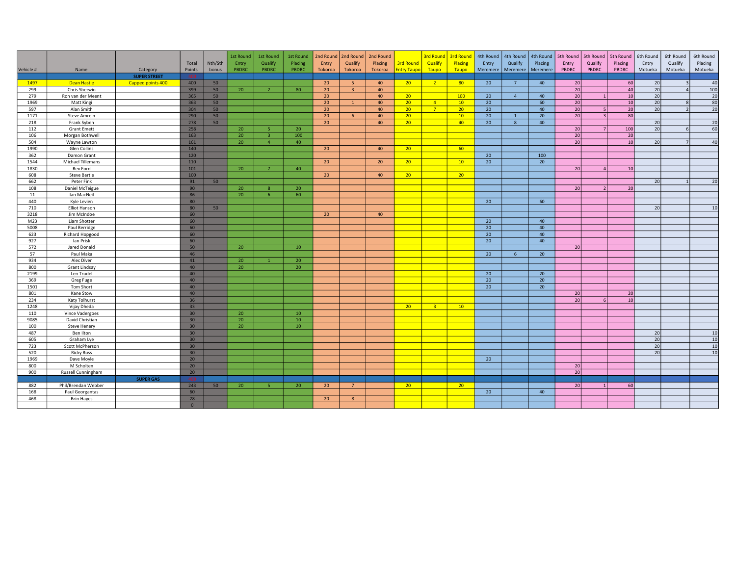| Vehicle # | Name | Category | Total Points | Nth/Sth bonus | 1st Round Entry PBDRC | 1st Round Qualify PBDRC | 1st Round Placing PBDRC | 2nd Round Entry Tokoroa | 2nd Round Qualify Tokoroa | 2nd Round Placing Tokoroa | 3rd Round Entry Taupo | 3rd Round Qualify Taupo | 3rd Round Placing Taupo | 4th Round Entry Meremere | 4th Round Qualify Meremere | 4th Round Placing Meremere | 5th Round Entry PBDRC | 5th Round Qualify PBDRC | 5th Round Placing PBDRC | 6th Round Entry Motueka | 6th Round Qualify Motueka | 6th Round Placing Motueka |
|---|---|---|---|---|---|---|---|---|---|---|---|---|---|---|---|---|---|---|---|---|---|---|
| | | SUPER STREET | | | | | | | | | | | | | | | | | | | | |
| 1497 | Dean Hastie | Capped points 400 | 400 | 50 | | | | 20 | 5 | 40 | 20 | 2 | 80 | 20 | 7 | 40 | 20 | | 60 | 20 | 3 | 40 |
| 299 | Chris Sherwin | | 399 | 50 | 20 | 2 | 80 | 20 | 3 | 40 | | | | | | | 20 | | 40 | 20 | 4 | 100 |
| 279 | Ron van der Meent | | 365 | 50 | | | | 20 | | 40 | 20 | | 100 | 20 | 4 | 40 | 20 | 1 | 10 | 20 | | 20 |
| 1969 | Matt Kingi | | 363 | 50 | | | | 20 | 1 | 40 | 20 | 4 | 10 | 20 | | 60 | 20 | | 10 | 20 | 8 | 80 |
| 597 | Alan Smith | | 304 | 50 | | | | 20 | | 40 | 20 | 7 | 20 | 20 | | 40 | 20 | 5 | 20 | 20 | 2 | 20 |
| 1171 | Steve Amrein | | 290 | 50 | | | | 20 | 6 | 40 | 20 | | 10 | 20 | 1 | 20 | 20 | 3 | 80 | | | |
| 218 | Frank Syben | | 278 | 50 | | | | 20 | | 40 | 20 | | 40 | 20 | 8 | 40 | | | | 20 | | 20 |
| 112 | Grant Emett | | 258 | | 20 | 5 | 20 | | | | | | | | | | 20 | 7 | 100 | 20 | 6 | 60 |
| 106 | Morgan Bothwell | | 163 | | 20 | 3 | 100 | | | | | | | | | | 20 | | 20 | | | |
| 504 | Wayne Lawton | | 161 | | 20 | 4 | 40 | | | | | | | | | | 20 | | 10 | 20 | 7 | 40 |
| 1990 | Glen Collins | | 140 | | | | | 20 | | 40 | 20 | | 60 | | | | | | | | | |
| 362 | Damon Grant | | 120 | | | | | | | | | | | 20 | | 100 | | | | | | |
| 1544 | Michael Tillemans | | 110 | | | | | 20 | | 20 | 20 | | 10 | 20 | | 20 | | | | | | |
| 1830 | Rex Ford | | 101 | | 20 | 7 | 40 | | | | | | | | | | 20 | 4 | 10 | | | |
| 608 | Steve Bartie | | 100 | | | | | 20 | | 40 | 20 | | 20 | | | | | | | | | |
| 662 | Peter Fink | | 91 | 50 | | | | | | | | | | | | | | | | 20 | 1 | 20 |
| 108 | Daniel McTeigue | | 90 | | 20 | 8 | 20 | | | | | | | | | | 20 | 2 | 20 | | | |
| 11 | Ian MacNeil | | 86 | | 20 | 6 | 60 | | | | | | | | | | | | | | | |
| 440 | Kyle Levien | | 80 | | | | | | | | | | | 20 | | 60 | | | | | | |
| 710 | Elliot Hanson | | 80 | 50 | | | | | | | | | | | | | | | | 20 | | 10 |
| 3218 | Jim McIndoe | | 60 | | | | | 20 | | 40 | | | | | | | | | | | | |
| M23 | Liam Shotter | | 60 | | | | | | | | | | | 20 | | 40 | | | | | | |
| 5008 | Paul Berridge | | 60 | | | | | | | | | | | 20 | | 40 | | | | | | |
| 623 | Richard Hopgood | | 60 | | | | | | | | | | | 20 | | 40 | | | | | | |
| 927 | Ian Prisk | | 60 | | | | | | | | | | | 20 | | 40 | | | | | | |
| 572 | Jared Donald | | 50 | | 20 | | 10 | | | | | | | | | | 20 | | | | | |
| 57 | Paul Maka | | 46 | | | | | | | | | | | 20 | 6 | 20 | | | | | | |
| 934 | Alec Diver | | 41 | | 20 | 1 | 20 | | | | | | | | | | | | | | | |
| 800 | Grant Lindsay | | 40 | | 20 | | 20 | | | | | | | | | | | | | | | |
| 2199 | Len Trudel | | 40 | | | | | | | | | | | 20 | | 20 | | | | | | |
| 369 | Greg Fuge | | 40 | | | | | | | | | | | 20 | | 20 | | | | | | |
| 1501 | Tom Short | | 40 | | | | | | | | | | | 20 | | 20 | | | | | | |
| 801 | Kane Stow | | 40 | | | | | | | | | | | | | | 20 | | 20 | | | |
| 234 | Katy Tolhurst | | 36 | | | | | | | | | | | | | | 20 | 6 | 10 | | | |
| 1248 | Vijay Dheda | | 33 | | | | | | | | 20 | 3 | 10 | | | | | | | | | |
| 110 | Vince Vadergoes | | 30 | | 20 | | 10 | | | | | | | | | | | | | | | |
| 9085 | David Christian | | 30 | | 20 | | 10 | | | | | | | | | | | | | | | |
| 100 | Steve Henery | | 30 | | 20 | | 10 | | | | | | | | | | | | | | | |
| 487 | Ben Ilton | | 30 | | | | | | | | | | | | | | | | | 20 | | 10 |
| 605 | Graham Lye | | 30 | | | | | | | | | | | | | | | | | 20 | | 10 |
| 723 | Scott McPherson | | 30 | | | | | | | | | | | | | | | | | 20 | | 10 |
| 520 | Ricky Russ | | 30 | | | | | | | | | | | | | | | | | 20 | | 10 |
| 1969 | Dave Moyle | | 20 | | | | | | | | | | | 20 | | | | | | | | |
| 800 | M Scholten | | 20 | | | | | | | | | | | | | | 20 | | | | | |
| 900 | Russell Cunningham | | 20 | | | | | | | | | | | | | | 20 | | | | | |
| | | SUPER GAS | | | | | | | | | | | | | | | | | | | | |
| 882 | Phil/Brendan Webber | | 243 | 50 | 20 | 5 | 20 | 20 | 7 | | 20 | | 20 | | | | 20 | 1 | 60 | | | |
| 168 | Paul Georgantas | | 60 | | | | | | | | | | | 20 | | 40 | | | | | | |
| 468 | Brin Hayes | | 28 | | | | | 20 | 8 | | | | | | | | | | | | | |
| | | | 0 | | | | | | | | | | | | | | | | | | | |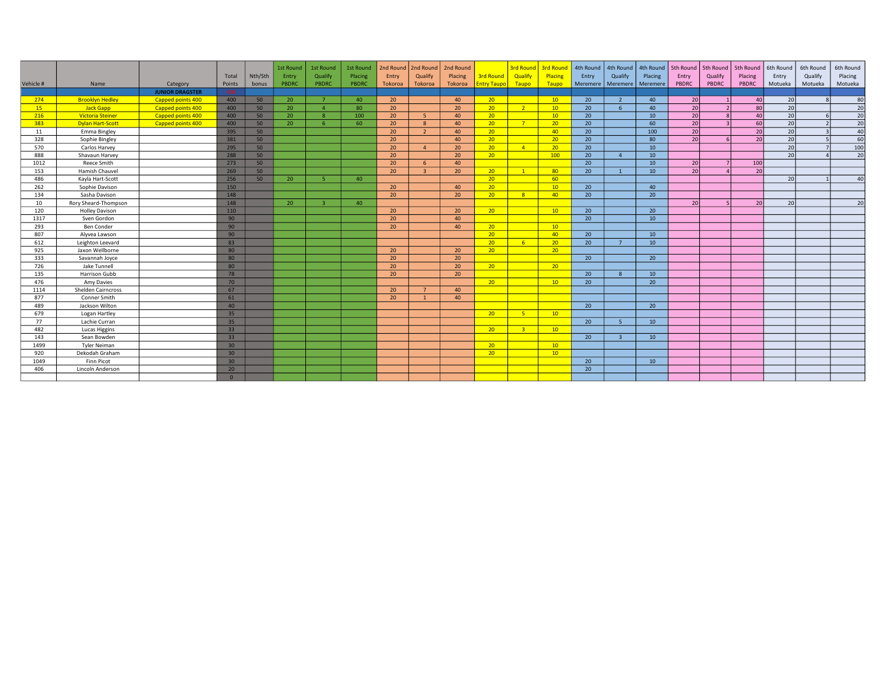| Vehicle # | Name | Category | Total Points | Nth/5th bonus | 1st Round Entry PBDRC | 1st Round Qualify PBDRC | 1st Round Placing PBDRC | 2nd Round Entry Tokoroa | 2nd Round Qualify Tokoroa | 2nd Round Placing Tokoroa | 3rd Round Entry Taupo | 3rd Round Qualify Taupo | 3rd Round Placing Taupo | 4th Round Entry Meremere | 4th Round Qualify Meremere | 4th Round Placing Meremere | 5th Round Entry PBDRC | 5th Round Qualify PBDRC | 5th Round Placing PBDRC | 6th Round Entry Motueka | 6th Round Qualify Motueka | 6th Round Placing Motueka |
|---|---|---|---|---|---|---|---|---|---|---|---|---|---|---|---|---|---|---|---|---|---|---|
| | | **JUNIOR DRAGSTER** | | | | | | | | | | | | | | | | | | | | |
| 274 | Brooklyn Hedley | Capped points 400 | 400 | 50 | 20 | 7 | 40 | 20 | | 40 | 20 | | 10 | 20 | 2 | 40 | 20 | 1 | 40 | 20 | 8 | 80 |
| 15 | Jack Gapp | Capped points 400 | 400 | 50 | 20 | 4 | 80 | 20 | | 20 | 20 | 2 | 10 | 20 | 6 | 40 | 20 | 2 | 80 | 20 | | 20 |
| 216 | Victoria Steiner | Capped points 400 | 400 | 50 | 20 | 8 | 100 | 20 | 5 | 40 | 20 | | 10 | 20 | | 10 | 20 | 8 | 40 | 20 | 6 | 20 |
| 383 | Dylan Hart-Scott | Capped points 400 | 400 | 50 | 20 | 6 | 60 | 20 | 8 | 40 | 20 | 7 | 20 | 20 | | 60 | 20 | 3 | 60 | 20 | 2 | 20 |
| 11 | Emma Bingley | | 395 | 50 | | | | 20 | 2 | 40 | 20 | | 40 | 20 | | 100 | 20 | | 20 | 20 | 3 | 40 |
| 328 | Sophie Bingley | | 381 | 50 | | | | 20 | | 40 | 20 | | 20 | 20 | | 80 | 20 | 6 | 20 | 20 | 5 | 60 |
| 570 | Carlos Harvey | | 295 | 50 | | | | 20 | 4 | 20 | 20 | 4 | 20 | 20 | | 10 | | | | 20 | 7 | 100 |
| 888 | Shavaun Harvey | | 288 | 50 | | | | 20 | | 20 | 20 | | 100 | 20 | 4 | 10 | | | | 20 | 4 | 20 |
| 1012 | Reece Smith | | 273 | 50 | | | | 20 | 6 | 40 | | | | 20 | | 10 | 20 | 7 | 100 | | | |
| 153 | Hamish Chauvel | | 269 | 50 | | | | 20 | 3 | 20 | 20 | 1 | 80 | 20 | 1 | 10 | 20 | 4 | 20 | | | |
| 486 | Kayla Hart-Scott | | 256 | 50 | 20 | 5 | 40 | | | | 20 | | 60 | | | | | | | 20 | 1 | 40 |
| 262 | Sophie Davison | | 150 | | | | | 20 | | 40 | 20 | | 10 | 20 | | 40 | | | | | | |
| 134 | Sasha Davison | | 148 | | | | | 20 | | 20 | 20 | 8 | 40 | 20 | | 20 | | | | | | |
| 10 | Rory Sheard-Thompson | | 148 | | 20 | 3 | 40 | | | | | | | | | | 20 | 5 | 20 | 20 | | 20 |
| 120 | Holley Davison | | 110 | | | | | 20 | | 20 | 20 | | 10 | 20 | | 20 | | | | | | |
| 1317 | Sven Gordon | | 90 | | | | | 20 | | 40 | | | | 20 | | 10 | | | | | | |
| 293 | Ben Conder | | 90 | | | | | 20 | | 40 | 20 | | 10 | | | | | | | | | |
| 807 | Alyvea Lawson | | 90 | | | | | | | | 20 | | 40 | 20 | | 10 | | | | | | |
| 612 | Leighton Leevard | | 83 | | | | | | | | 20 | 6 | 20 | 20 | 7 | 10 | | | | | | |
| 925 | Jaxon Wellborne | | 80 | | | | | 20 | | 20 | 20 | | 20 | | | | | | | | | |
| 333 | Savannah Joyce | | 80 | | | | | 20 | | 20 | | | | 20 | | 20 | | | | | | |
| 726 | Jake Tunnell | | 80 | | | | | 20 | | 20 | 20 | | 20 | | | | | | | | | |
| 135 | Harrison Gubb | | 78 | | | | | 20 | | 20 | | | | 20 | 8 | 10 | | | | | | |
| 476 | Amy Davies | | 70 | | | | | | | | 20 | | 10 | 20 | | 20 | | | | | | |
| 1114 | Shelden Cairncross | | 67 | | | | | 20 | 7 | 40 | | | | | | | | | | | | |
| 877 | Conner Smith | | 61 | | | | | 20 | 1 | 40 | | | | | | | | | | | | |
| 489 | Jackson Wilton | | 40 | | | | | | | | | | | 20 | | 20 | | | | | | |
| 679 | Logan Hartley | | 35 | | | | | | | | 20 | 5 | 10 | | | | | | | | | |
| 77 | Lachie Curran | | 35 | | | | | | | | | | | 20 | 5 | 10 | | | | | | |
| 482 | Lucas Higgins | | 33 | | | | | | | | 20 | 3 | 10 | | | | | | | | | |
| 143 | Sean Bowden | | 33 | | | | | | | | | | | 20 | 3 | 10 | | | | | | |
| 1499 | Tyler Neiman | | 30 | | | | | | | | 20 | | 10 | | | | | | | | | |
| 920 | Dekodah Graham | | 30 | | | | | | | | 20 | | 10 | | | | | | | | | |
| 1049 | Finn Picot | | 30 | | | | | | | | | | | 20 | | 10 | | | | | | |
| 406 | Lincoln Anderson | | 20 | | | | | | | | | | | 20 | | | | | | | | |
| | | | 0 | | | | | | | | | | | | | | | | | | | |